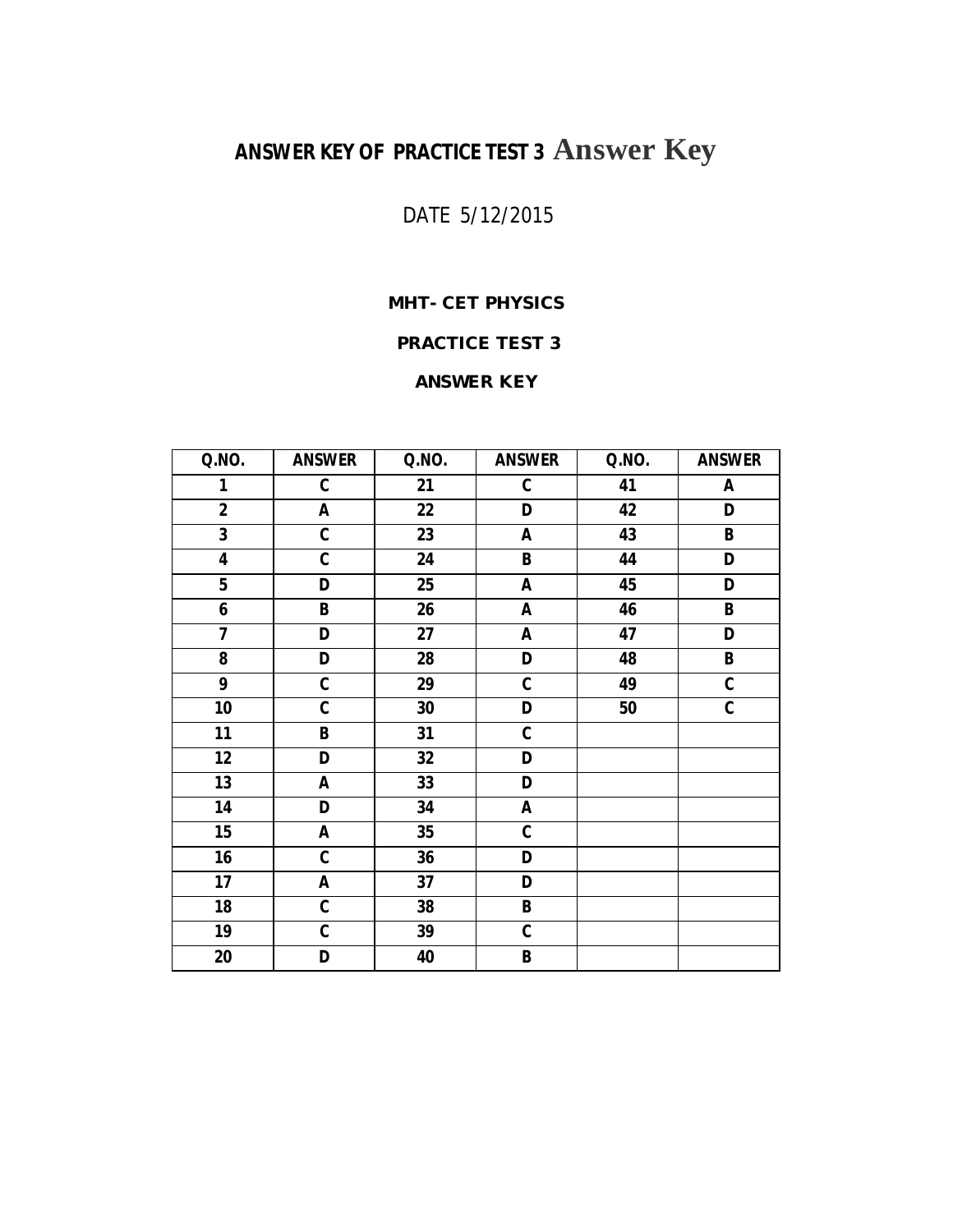# ANSWER KEY OF PRACTICE TEST 3 Answer Key

DATE 5/12/2015

**MHT- CET PHYSICS**

**PRACTICE TEST 3**

**ANSWER KEY**

| Q.NO. | ANSWER | Q.NO. | ANSWER | Q.NO. | ANSWER |
|---|---|---|---|---|---|
| 1 | C | 21 | C | 41 | A |
| 2 | A | 22 | D | 42 | D |
| 3 | C | 23 | A | 43 | B |
| 4 | C | 24 | B | 44 | D |
| 5 | D | 25 | A | 45 | D |
| 6 | B | 26 | A | 46 | B |
| 7 | D | 27 | A | 47 | D |
| 8 | D | 28 | D | 48 | B |
| 9 | C | 29 | C | 49 | C |
| 10 | C | 30 | D | 50 | C |
| 11 | B | 31 | C | | |
| 12 | D | 32 | D | | |
| 13 | A | 33 | D | | |
| 14 | D | 34 | A | | |
| 15 | A | 35 | C | | |
| 16 | C | 36 | D | | |
| 17 | A | 37 | D | | |
| 18 | C | 38 | B | | |
| 19 | C | 39 | C | | |
| 20 | D | 40 | B | | |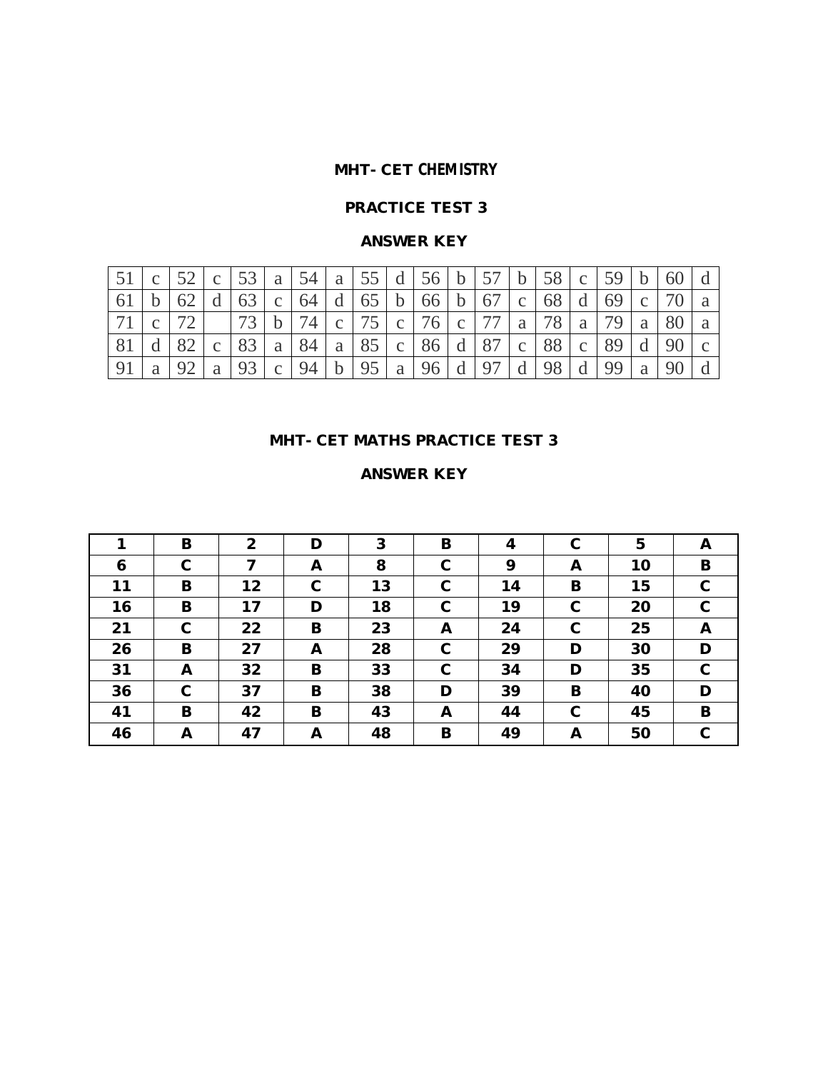**MHT- CET CHEMISTRY**

**PRACTICE TEST 3**

**ANSWER KEY**

| | | | | | | | | | | | | | | | | | | | |
|---|---|---|---|---|---|---|---|---|---|---|---|---|---|---|---|---|---|---|---|
| 51 | c | 52 | c | 53 | a | 54 | a | 55 | d | 56 | b | 57 | b | 58 | c | 59 | b | 60 | d |
| 61 | b | 62 | d | 63 | c | 64 | d | 65 | b | 66 | b | 67 | c | 68 | d | 69 | c | 70 | a |
| 71 | c | 72 | | 73 | b | 74 | c | 75 | c | 76 | c | 77 | a | 78 | a | 79 | a | 80 | a |
| 81 | d | 82 | c | 83 | a | 84 | a | 85 | c | 86 | d | 87 | c | 88 | c | 89 | d | 90 | c |
| 91 | a | 92 | a | 93 | c | 94 | b | 95 | a | 96 | d | 97 | d | 98 | d | 99 | a | 90 | d |

**MHT- CET MATHS PRACTICE TEST 3**

**ANSWER KEY**

| | | | | | | | | | |
|---|---|---|---|---|---|---|---|---|---|
| **1** | **B** | **2** | **D** | **3** | **B** | **4** | **C** | **5** | **A** |
| **6** | **C** | **7** | **A** | **8** | **C** | **9** | **A** | **10** | **B** |
| **11** | **B** | **12** | **C** | **13** | **C** | **14** | **B** | **15** | **C** |
| **16** | **B** | **17** | **D** | **18** | **C** | **19** | **C** | **20** | **C** |
| **21** | **C** | **22** | **B** | **23** | **A** | **24** | **C** | **25** | **A** |
| **26** | **B** | **27** | **A** | **28** | **C** | **29** | **D** | **30** | **D** |
| **31** | **A** | **32** | **B** | **33** | **C** | **34** | **D** | **35** | **C** |
| **36** | **C** | **37** | **B** | **38** | **D** | **39** | **B** | **40** | **D** |
| **41** | **B** | **42** | **B** | **43** | **A** | **44** | **C** | **45** | **B** |
| **46** | **A** | **47** | **A** | **48** | **B** | **49** | **A** | **50** | **C** |